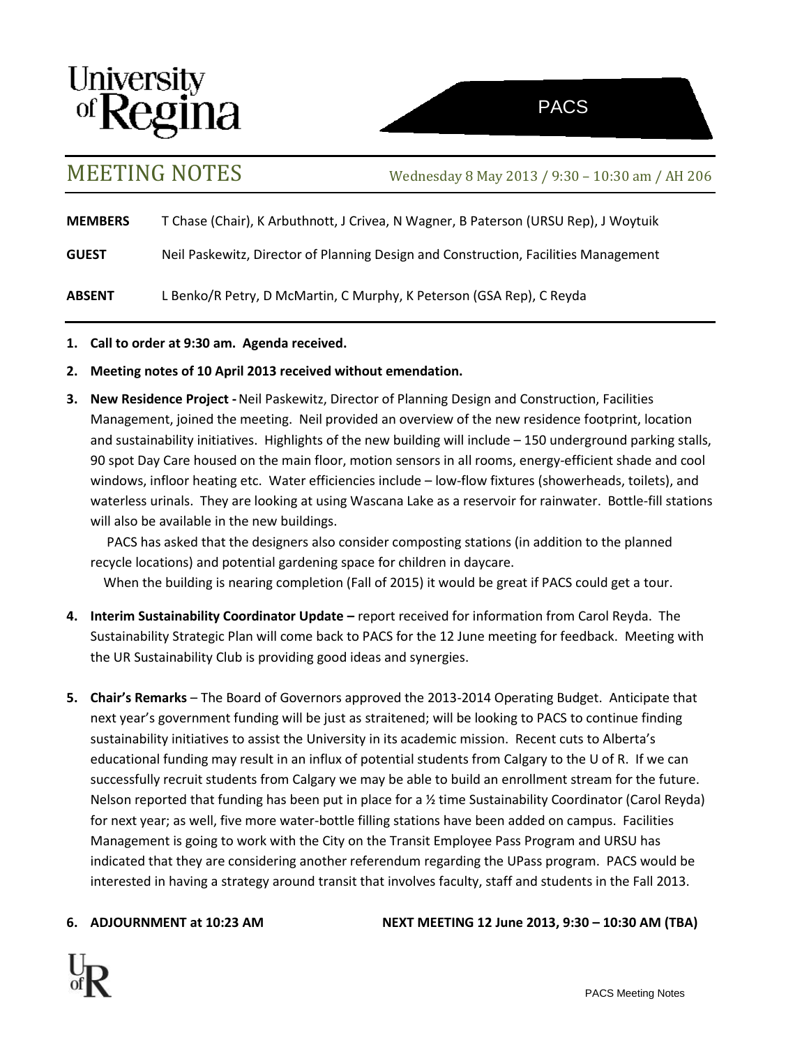University of Regina

PACS

# MEETING NOTES

Wednesday 8 May 2013 / 9:30 – 10:30 am / AH 206

**MEMBERS** T Chase (Chair), K Arbuthnott, J Crivea, N Wagner, B Paterson (URSU Rep), J Woytuik

**GUEST** Neil Paskewitz, Director of Planning Design and Construction, Facilities Management

**ABSENT** L Benko/R Petry, D McMartin, C Murphy, K Peterson (GSA Rep), C Reyda

1. **Call to order at 9:30 am. Agenda received.**
2. **Meeting notes of 10 April 2013 received without emendation.**
3. **New Residence Project -** Neil Paskewitz, Director of Planning Design and Construction, Facilities Management, joined the meeting. Neil provided an overview of the new residence footprint, location and sustainability initiatives. Highlights of the new building will include – 150 underground parking stalls, 90 spot Day Care housed on the main floor, motion sensors in all rooms, energy-efficient shade and cool windows, infloor heating etc. Water efficiencies include – low-flow fixtures (showerheads, toilets), and waterless urinals. They are looking at using Wascana Lake as a reservoir for rainwater. Bottle-fill stations will also be available in the new buildings.

   PACS has asked that the designers also consider composting stations (in addition to the planned recycle locations) and potential gardening space for children in daycare.

   When the building is nearing completion (Fall of 2015) it would be great if PACS could get a tour.

4. **Interim Sustainability Coordinator Update –** report received for information from Carol Reyda. The Sustainability Strategic Plan will come back to PACS for the 12 June meeting for feedback. Meeting with the UR Sustainability Club is providing good ideas and synergies.
5. **Chair's Remarks** – The Board of Governors approved the 2013-2014 Operating Budget. Anticipate that next year's government funding will be just as straitened; will be looking to PACS to continue finding sustainability initiatives to assist the University in its academic mission. Recent cuts to Alberta's educational funding may result in an influx of potential students from Calgary to the U of R. If we can successfully recruit students from Calgary we may be able to build an enrollment stream for the future. Nelson reported that funding has been put in place for a ½ time Sustainability Coordinator (Carol Reyda) for next year; as well, five more water-bottle filling stations have been added on campus. Facilities Management is going to work with the City on the Transit Employee Pass Program and URSU has indicated that they are considering another referendum regarding the UPass program. PACS would be interested in having a strategy around transit that involves faculty, staff and students in the Fall 2013.
6. **ADJOURNMENT at 10:23 AM** **NEXT MEETING 12 June 2013, 9:30 – 10:30 AM (TBA)**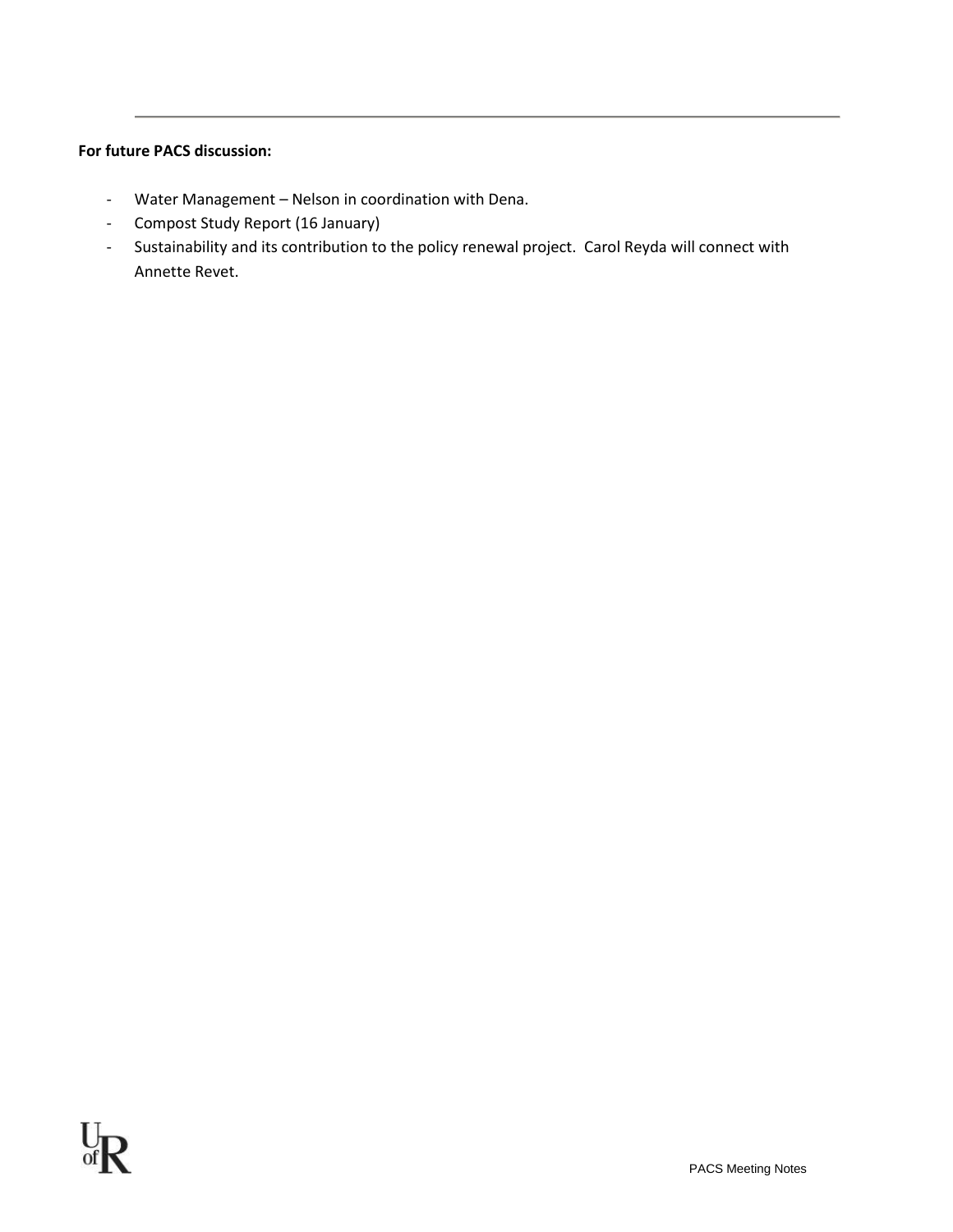**For future PACS discussion:**

- Water Management – Nelson in coordination with Dena.
- Compost Study Report (16 January)
- Sustainability and its contribution to the policy renewal project. Carol Reyda will connect with Annette Revet.